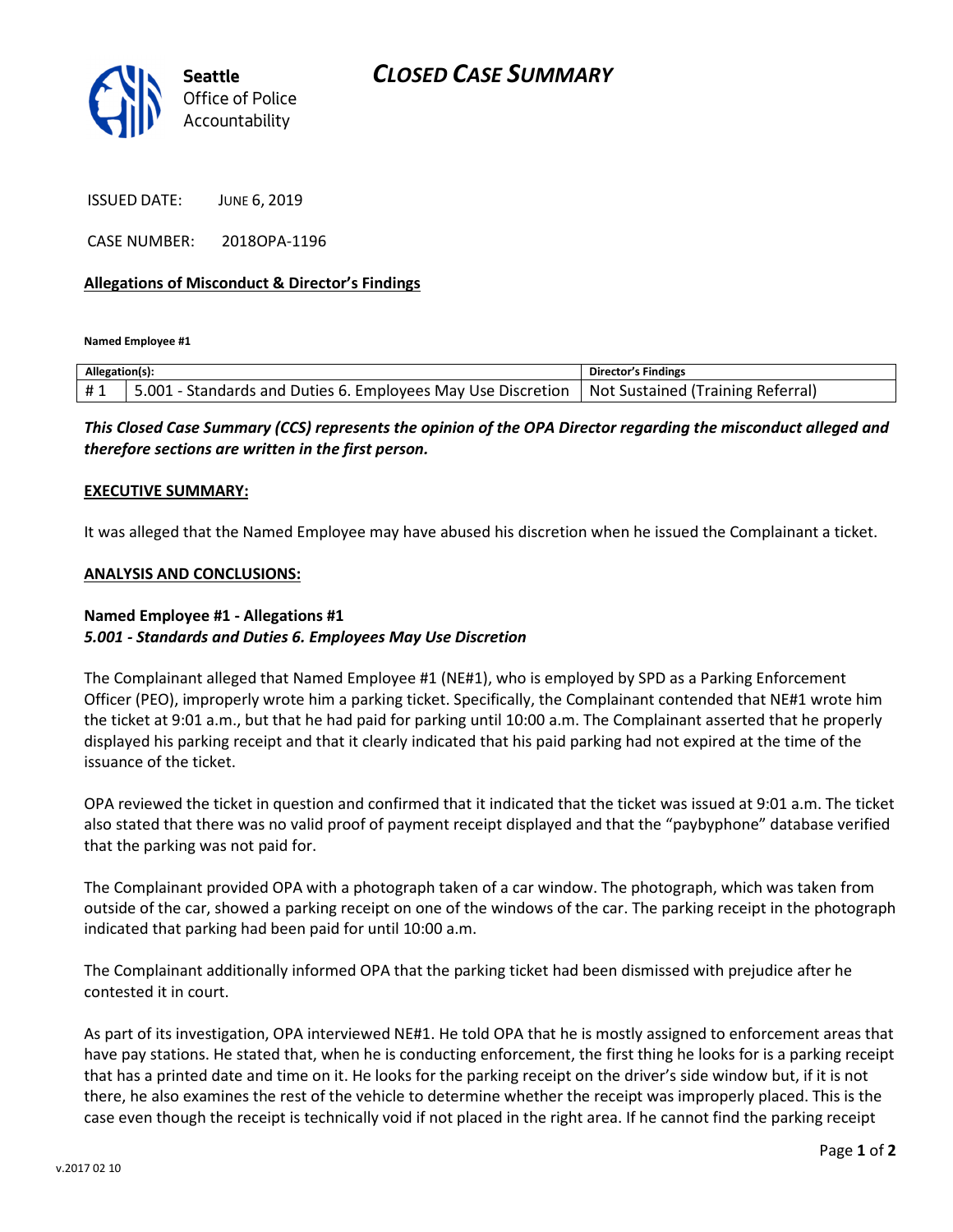# CLOSED CASE SUMMARY

Seattle Office of Police Accountability

ISSUED DATE: JUNE 6, 2019

CASE NUMBER: 2018OPA-1196

**Allegations of Misconduct & Director's Findings**

**Named Employee #1**

| Allegation(s): | | Director's Findings |
|---|---|---|
| # 1 | 5.001 - Standards and Duties 6. Employees May Use Discretion | Not Sustained (Training Referral) |

***This Closed Case Summary (CCS) represents the opinion of the OPA Director regarding the misconduct alleged and therefore sections are written in the first person.***

**EXECUTIVE SUMMARY:**

It was alleged that the Named Employee may have abused his discretion when he issued the Complainant a ticket.

**ANALYSIS AND CONCLUSIONS:**

**Named Employee #1 - Allegations #1**
***5.001 - Standards and Duties 6. Employees May Use Discretion***

The Complainant alleged that Named Employee #1 (NE#1), who is employed by SPD as a Parking Enforcement Officer (PEO), improperly wrote him a parking ticket. Specifically, the Complainant contended that NE#1 wrote him the ticket at 9:01 a.m., but that he had paid for parking until 10:00 a.m. The Complainant asserted that he properly displayed his parking receipt and that it clearly indicated that his paid parking had not expired at the time of the issuance of the ticket.

OPA reviewed the ticket in question and confirmed that it indicated that the ticket was issued at 9:01 a.m. The ticket also stated that there was no valid proof of payment receipt displayed and that the "paybyphone" database verified that the parking was not paid for.

The Complainant provided OPA with a photograph taken of a car window. The photograph, which was taken from outside of the car, showed a parking receipt on one of the windows of the car. The parking receipt in the photograph indicated that parking had been paid for until 10:00 a.m.

The Complainant additionally informed OPA that the parking ticket had been dismissed with prejudice after he contested it in court.

As part of its investigation, OPA interviewed NE#1. He told OPA that he is mostly assigned to enforcement areas that have pay stations. He stated that, when he is conducting enforcement, the first thing he looks for is a parking receipt that has a printed date and time on it. He looks for the parking receipt on the driver's side window but, if it is not there, he also examines the rest of the vehicle to determine whether the receipt was improperly placed. This is the case even though the receipt is technically void if not placed in the right area. If he cannot find the parking receipt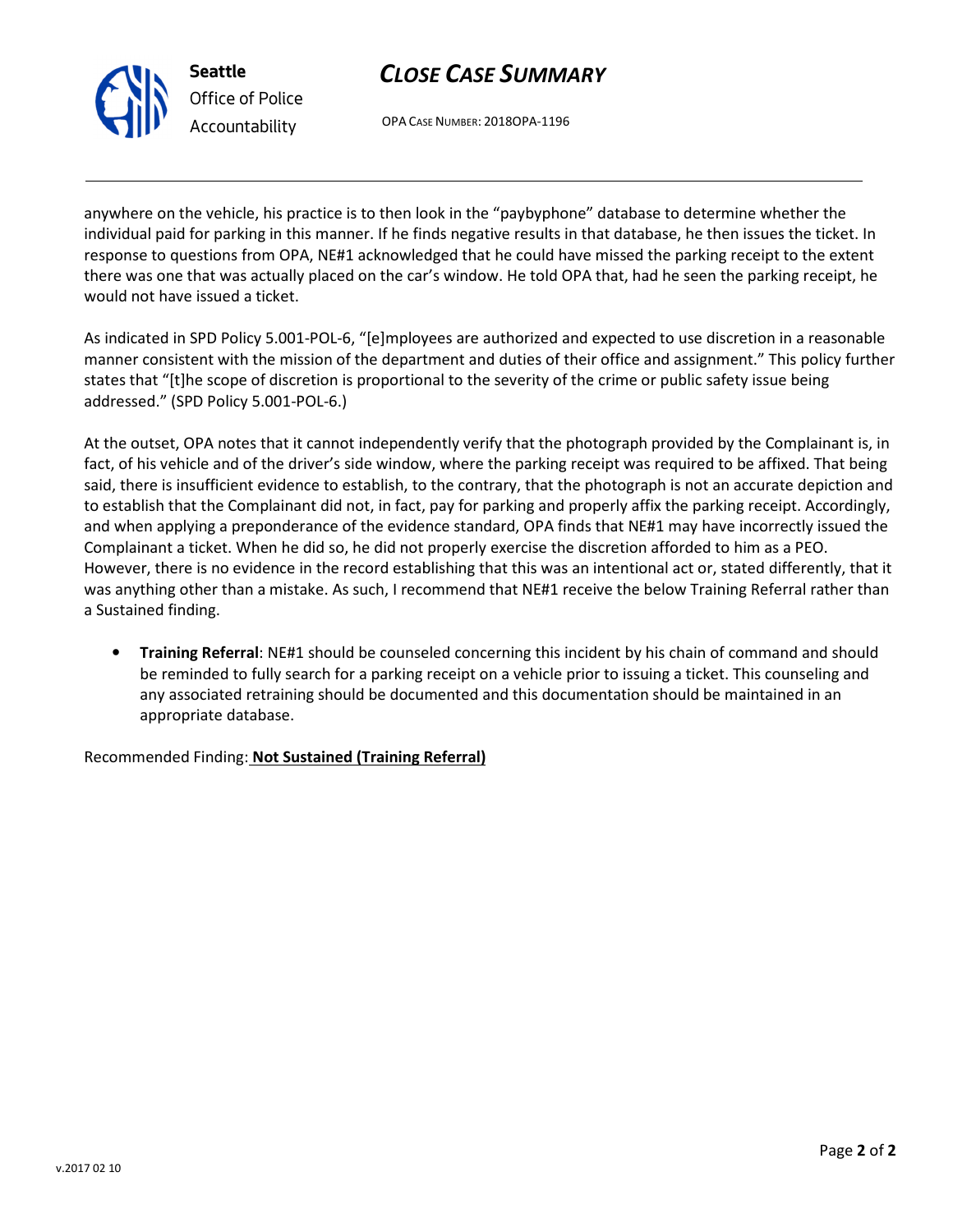anywhere on the vehicle, his practice is to then look in the "paybyphone" database to determine whether the individual paid for parking in this manner. If he finds negative results in that database, he then issues the ticket. In response to questions from OPA, NE#1 acknowledged that he could have missed the parking receipt to the extent there was one that was actually placed on the car's window. He told OPA that, had he seen the parking receipt, he would not have issued a ticket.

As indicated in SPD Policy 5.001-POL-6, "[e]mployees are authorized and expected to use discretion in a reasonable manner consistent with the mission of the department and duties of their office and assignment." This policy further states that "[t]he scope of discretion is proportional to the severity of the crime or public safety issue being addressed." (SPD Policy 5.001-POL-6.)

At the outset, OPA notes that it cannot independently verify that the photograph provided by the Complainant is, in fact, of his vehicle and of the driver's side window, where the parking receipt was required to be affixed. That being said, there is insufficient evidence to establish, to the contrary, that the photograph is not an accurate depiction and to establish that the Complainant did not, in fact, pay for parking and properly affix the parking receipt. Accordingly, and when applying a preponderance of the evidence standard, OPA finds that NE#1 may have incorrectly issued the Complainant a ticket. When he did so, he did not properly exercise the discretion afforded to him as a PEO. However, there is no evidence in the record establishing that this was an intentional act or, stated differently, that it was anything other than a mistake. As such, I recommend that NE#1 receive the below Training Referral rather than a Sustained finding.

- **Training Referral**: NE#1 should be counseled concerning this incident by his chain of command and should be reminded to fully search for a parking receipt on a vehicle prior to issuing a ticket. This counseling and any associated retraining should be documented and this documentation should be maintained in an appropriate database.

Recommended Finding: **Not Sustained (Training Referral)**